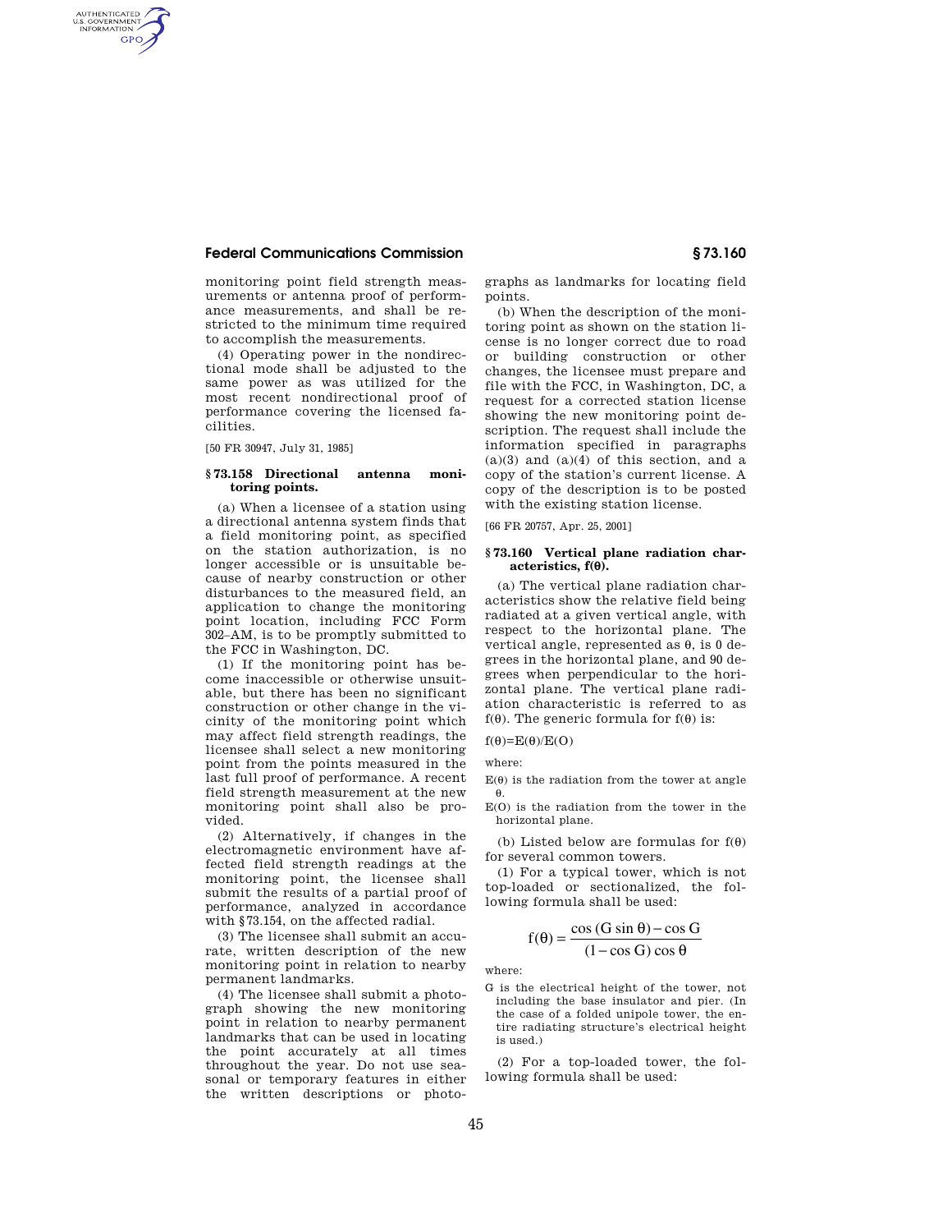monitoring point field strength measurements or antenna proof of performance measurements, and shall be restricted to the minimum time required to accomplish the measurements.

(4) Operating power in the nondirectional mode shall be adjusted to the same power as was utilized for the most recent nondirectional proof of performance covering the licensed facilities.

[50 FR 30947, July 31, 1985]

### § 73.158 Directional antenna monitoring points.

(a) When a licensee of a station using a directional antenna system finds that a field monitoring point, as specified on the station authorization, is no longer accessible or is unsuitable because of nearby construction or other disturbances to the measured field, an application to change the monitoring point location, including FCC Form 302–AM, is to be promptly submitted to the FCC in Washington, DC.

(1) If the monitoring point has become inaccessible or otherwise unsuitable, but there has been no significant construction or other change in the vicinity of the monitoring point which may affect field strength readings, the licensee shall select a new monitoring point from the points measured in the last full proof of performance. A recent field strength measurement at the new monitoring point shall also be provided.

(2) Alternatively, if changes in the electromagnetic environment have affected field strength readings at the monitoring point, the licensee shall submit the results of a partial proof of performance, analyzed in accordance with §73.154, on the affected radial.

(3) The licensee shall submit an accurate, written description of the new monitoring point in relation to nearby permanent landmarks.

(4) The licensee shall submit a photograph showing the new monitoring point in relation to nearby permanent landmarks that can be used in locating the point accurately at all times throughout the year. Do not use seasonal or temporary features in either the written descriptions or photographs as landmarks for locating field points.

(b) When the description of the monitoring point as shown on the station license is no longer correct due to road or building construction or other changes, the licensee must prepare and file with the FCC, in Washington, DC, a request for a corrected station license showing the new monitoring point description. The request shall include the information specified in paragraphs (a)(3) and (a)(4) of this section, and a copy of the station's current license. A copy of the description is to be posted with the existing station license.

[66 FR 20757, Apr. 25, 2001]

### § 73.160 Vertical plane radiation characteristics, f(θ).

(a) The vertical plane radiation characteristics show the relative field being radiated at a given vertical angle, with respect to the horizontal plane. The vertical angle, represented as $\theta$, is 0 degrees in the horizontal plane, and 90 degrees when perpendicular to the horizontal plane. The vertical plane radiation characteristic is referred to as $f(\theta)$. The generic formula for $f(\theta)$ is:

$$f(\theta)=E(\theta)/E(O)$$

where:

$E(\theta)$ is the radiation from the tower at angle $\theta$.

$E(O)$ is the radiation from the tower in the horizontal plane.

(b) Listed below are formulas for $f(\theta)$ for several common towers.

(1) For a typical tower, which is not top-loaded or sectionalized, the following formula shall be used:

$$f(\theta) = \frac{\cos(G \sin\theta) - \cos G}{(1 - \cos G)\cos\theta}$$

where:

G is the electrical height of the tower, not including the base insulator and pier. (In the case of a folded unipole tower, the entire radiating structure's electrical height is used.)

(2) For a top-loaded tower, the following formula shall be used: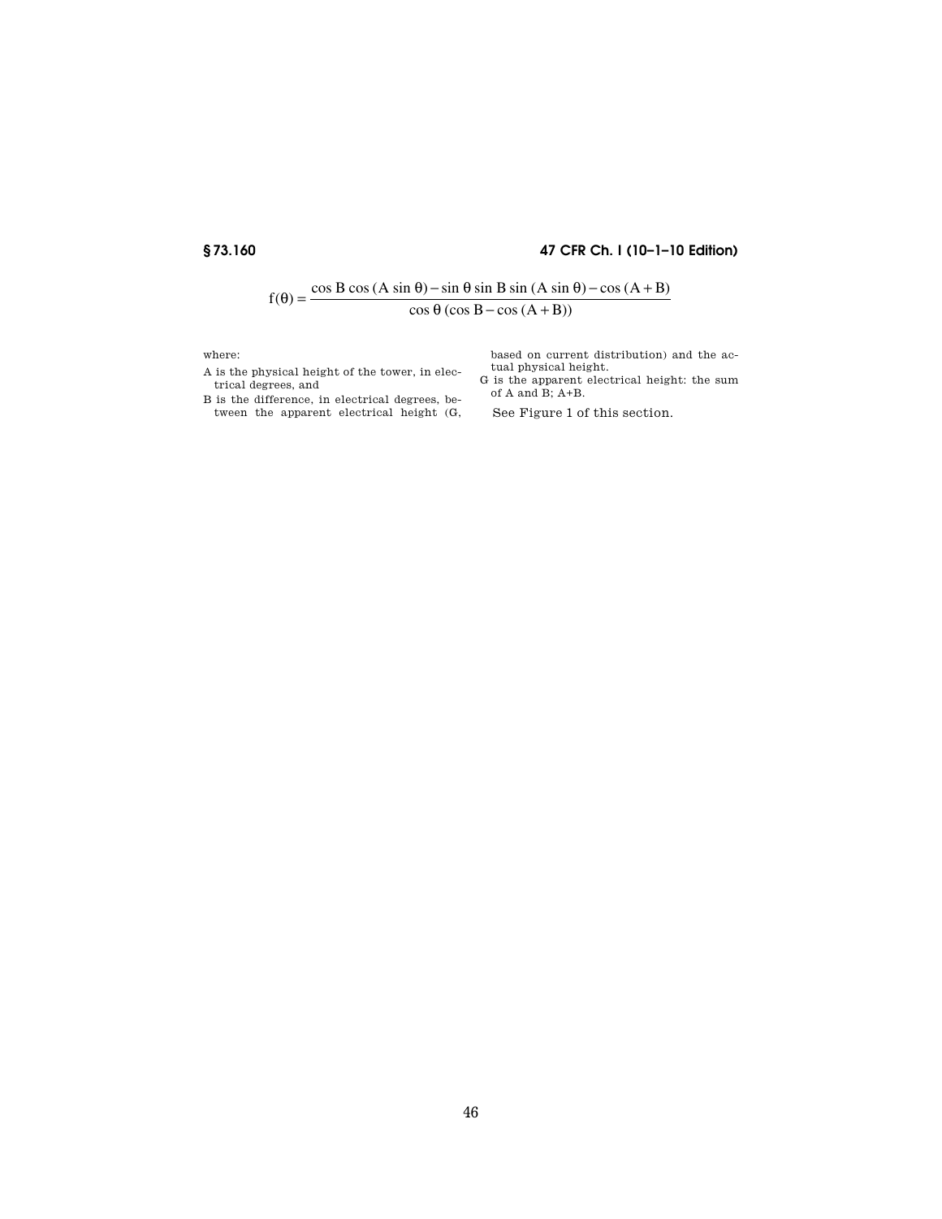$$f(\theta) = \frac{\cos B \cos (A \sin \theta) - \sin \theta \sin B \sin (A \sin \theta) - \cos (A + B)}{\cos \theta (\cos B - \cos (A + B))}$$

where:

A is the physical height of the tower, in electrical degrees, and

B is the difference, in electrical degrees, between the apparent electrical height (G, based on current distribution) and the actual physical height.

G is the apparent electrical height: the sum of A and B; A+B.

See Figure 1 of this section.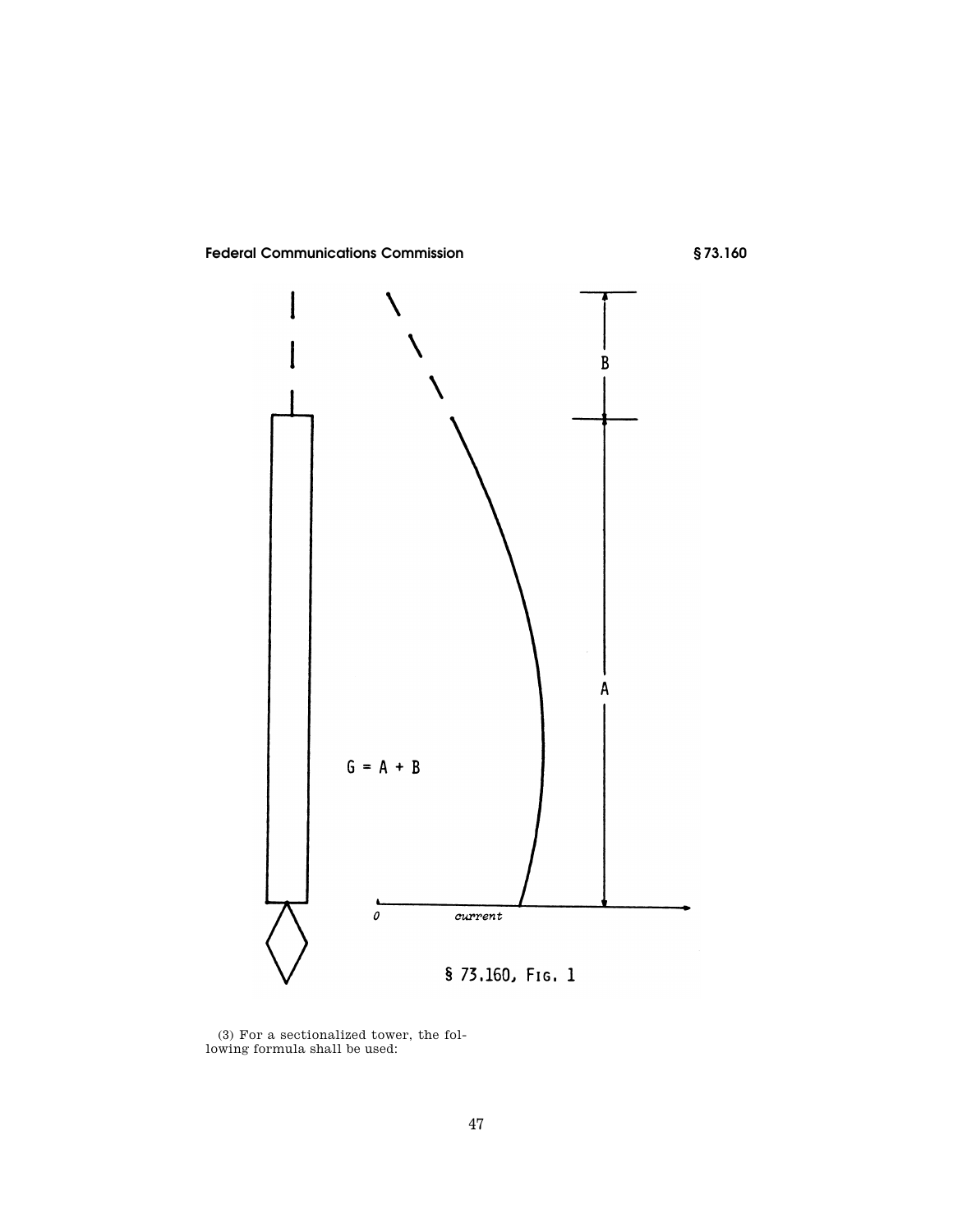G = A + B

0

current

§ 73.160, Fig. 1

(3) For a sectionalized tower, the following formula shall be used: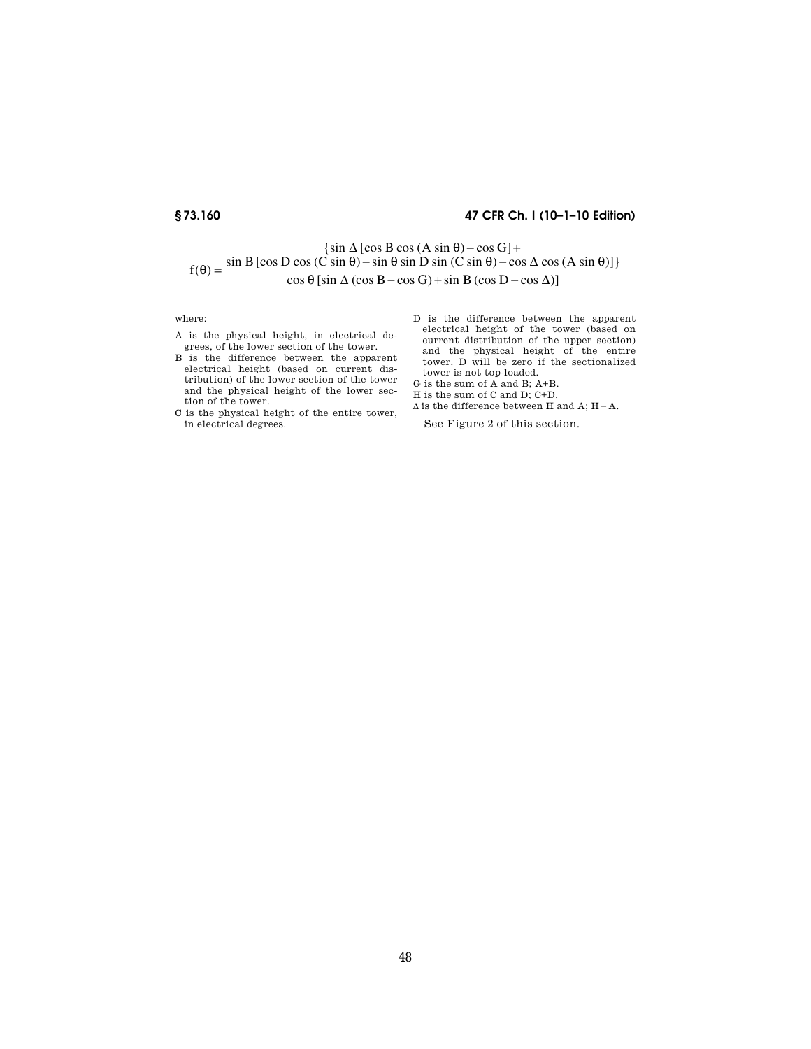$$f(\theta) = \frac{\{\sin \Delta [\cos B \cos (A \sin \theta) - \cos G] + \sin B [\cos D \cos (C \sin \theta) - \sin \theta \sin D \sin (C \sin \theta) - \cos \Delta \cos (A \sin \theta)]\}}{\cos \theta [\sin \Delta (\cos B - \cos G) + \sin B (\cos D - \cos \Delta)]}$$

where:

A is the physical height, in electrical degrees, of the lower section of the tower.

B is the difference between the apparent electrical height (based on current distribution) of the lower section of the tower and the physical height of the lower section of the tower.

C is the physical height of the entire tower, in electrical degrees.

D is the difference between the apparent electrical height of the tower (based on current distribution of the upper section) and the physical height of the entire tower. D will be zero if the sectionalized tower is not top-loaded.

G is the sum of A and B; A+B.

H is the sum of C and D; C+D.

$\Delta$ is the difference between H and A; H − A.

See Figure 2 of this section.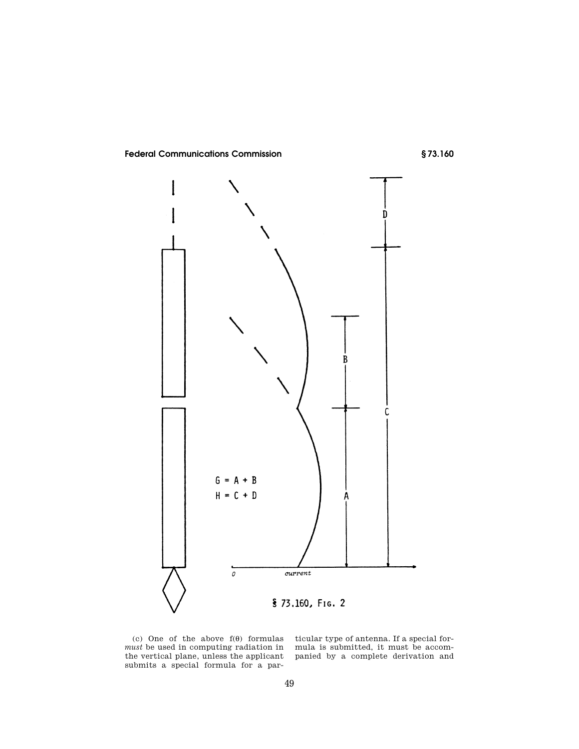G = A + B

H = C + D

0

*current*

A

B

C

D

§ 73.160, Fig. 2

(c) One of the above f(θ) formulas *must* be used in computing radiation in the vertical plane, unless the applicant submits a special formula for a particular type of antenna. If a special formula is submitted, it must be accompanied by a complete derivation and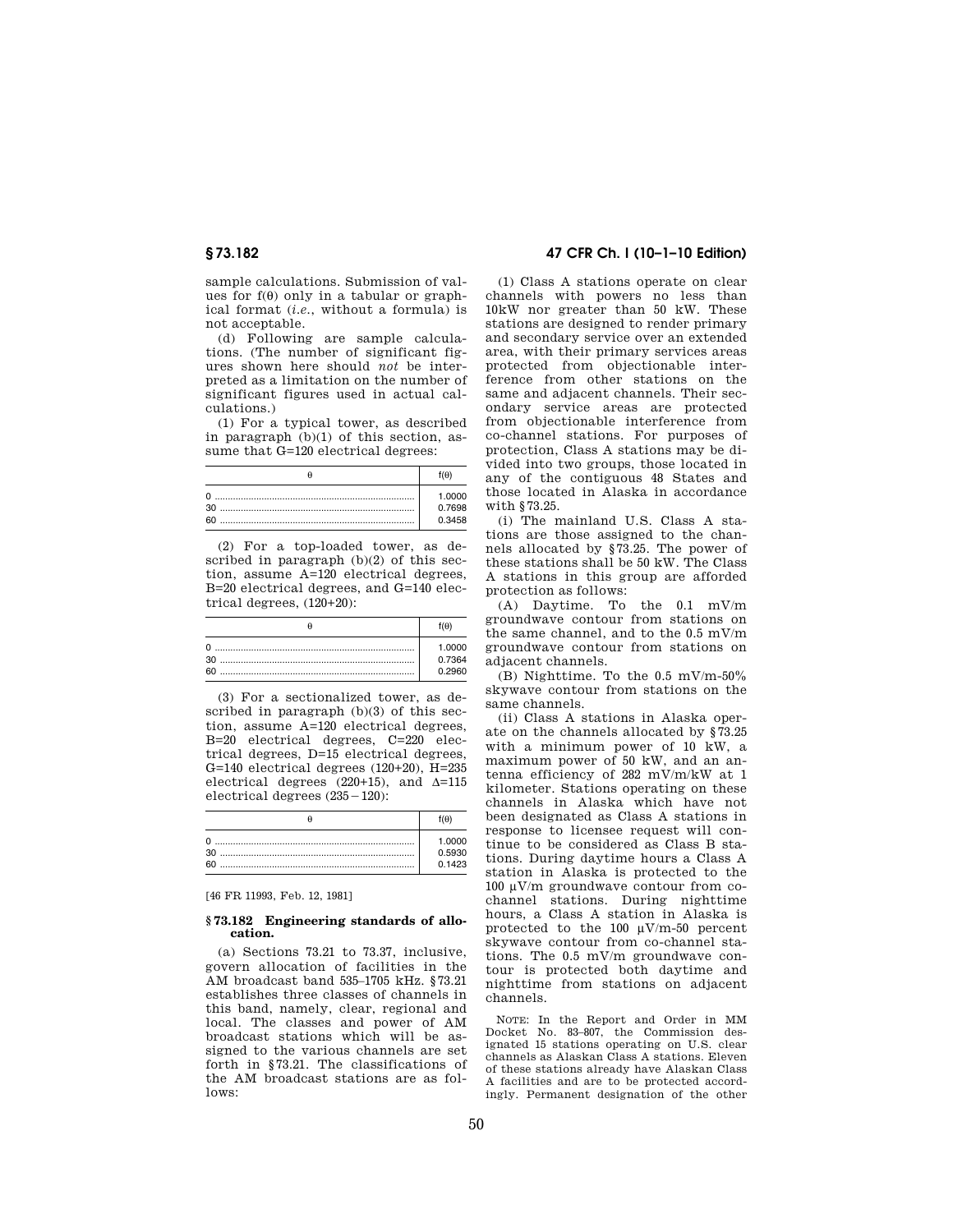sample calculations. Submission of values for f(θ) only in a tabular or graphical format (*i.e.*, without a formula) is not acceptable.

(d) Following are sample calculations. (The number of significant figures shown here should *not* be interpreted as a limitation on the number of significant figures used in actual calculations.)

(1) For a typical tower, as described in paragraph (b)(1) of this section, assume that G=120 electrical degrees:

| θ | f(θ) |
|---|---|
| 0 | 1.0000 |
| 30 | 0.7698 |
| 60 | 0.3458 |

(2) For a top-loaded tower, as described in paragraph (b)(2) of this section, assume A=120 electrical degrees, B=20 electrical degrees, and G=140 electrical degrees, (120+20):

| θ | f(θ) |
|---|---|
| 0 | 1.0000 |
| 30 | 0.7364 |
| 60 | 0.2960 |

(3) For a sectionalized tower, as described in paragraph (b)(3) of this section, assume A=120 electrical degrees, B=20 electrical degrees, C=220 electrical degrees, D=15 electrical degrees, G=140 electrical degrees (120+20), H=235 electrical degrees (220+15), and Δ=115 electrical degrees (235 − 120):

| θ | f(θ) |
|---|---|
| 0 | 1.0000 |
| 30 | 0.5930 |
| 60 | 0.1423 |

[46 FR 11993, Feb. 12, 1981]

### § 73.182 Engineering standards of allocation.

(a) Sections 73.21 to 73.37, inclusive, govern allocation of facilities in the AM broadcast band 535–1705 kHz. § 73.21 establishes three classes of channels in this band, namely, clear, regional and local. The classes and power of AM broadcast stations which will be assigned to the various channels are set forth in § 73.21. The classifications of the AM broadcast stations are as follows:

(1) Class A stations operate on clear channels with powers no less than 10kW nor greater than 50 kW. These stations are designed to render primary and secondary service over an extended area, with their primary services areas protected from objectionable interference from other stations on the same and adjacent channels. Their secondary service areas are protected from objectionable interference from co-channel stations. For purposes of protection, Class A stations may be divided into two groups, those located in any of the contiguous 48 States and those located in Alaska in accordance with § 73.25.

(i) The mainland U.S. Class A stations are those assigned to the channels allocated by § 73.25. The power of these stations shall be 50 kW. The Class A stations in this group are afforded protection as follows:

(A) Daytime. To the 0.1 mV/m groundwave contour from stations on the same channel, and to the 0.5 mV/m groundwave contour from stations on adjacent channels.

(B) Nighttime. To the 0.5 mV/m-50% skywave contour from stations on the same channels.

(ii) Class A stations in Alaska operate on the channels allocated by § 73.25 with a minimum power of 10 kW, a maximum power of 50 kW, and an antenna efficiency of 282 mV/m/kW at 1 kilometer. Stations operating on these channels in Alaska which have not been designated as Class A stations in response to licensee request will continue to be considered as Class B stations. During daytime hours a Class A station in Alaska is protected to the 100 µV/m groundwave contour from co-channel stations. During nighttime hours, a Class A station in Alaska is protected to the 100 µV/m-50 percent skywave contour from co-channel stations. The 0.5 mV/m groundwave contour is protected both daytime and nighttime from stations on adjacent channels.

NOTE: In the Report and Order in MM Docket No. 83–807, the Commission designated 15 stations operating on U.S. clear channels as Alaskan Class A stations. Eleven of these stations already have Alaskan Class A facilities and are to be protected accordingly. Permanent designation of the other